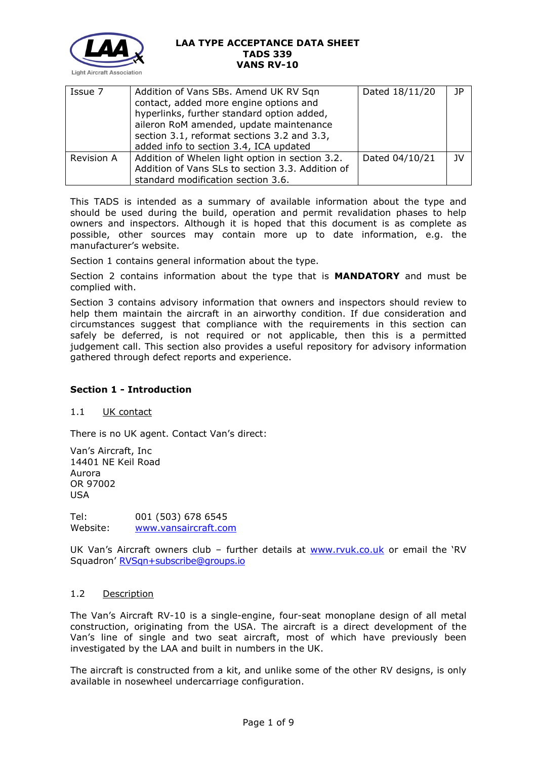# LAA TYPE ACCEPTANCE DATA SHEET
# TADS 339
# VANS RV-10

| Issue 7 | Addition of Vans SBs. Amend UK RV Sqn contact, added more engine options and hyperlinks, further standard option added, aileron RoM amended, update maintenance section 3.1, reformat sections 3.2 and 3.3, added info to section 3.4, ICA updated | Dated 18/11/20 | JP |
|---|---|---|---|
| Revision A | Addition of Whelen light option in section 3.2. Addition of Vans SLs to section 3.3. Addition of standard modification section 3.6. | Dated 04/10/21 | JV |

This TADS is intended as a summary of available information about the type and should be used during the build, operation and permit revalidation phases to help owners and inspectors. Although it is hoped that this document is as complete as possible, other sources may contain more up to date information, e.g. the manufacturer's website.

Section 1 contains general information about the type.

Section 2 contains information about the type that is **MANDATORY** and must be complied with.

Section 3 contains advisory information that owners and inspectors should review to help them maintain the aircraft in an airworthy condition. If due consideration and circumstances suggest that compliance with the requirements in this section can safely be deferred, is not required or not applicable, then this is a permitted judgement call. This section also provides a useful repository for advisory information gathered through defect reports and experience.

## Section 1 - Introduction

### 1.1 UK contact

There is no UK agent. Contact Van's direct:

Van's Aircraft, Inc
14401 NE Keil Road
Aurora
OR 97002
USA

Tel: 001 (503) 678 6545
Website: www.vansaircraft.com

UK Van's Aircraft owners club – further details at www.rvuk.co.uk or email the 'RV Squadron' RVSqn+subscribe@groups.io

### 1.2 Description

The Van's Aircraft RV-10 is a single-engine, four-seat monoplane design of all metal construction, originating from the USA. The aircraft is a direct development of the Van's line of single and two seat aircraft, most of which have previously been investigated by the LAA and built in numbers in the UK.

The aircraft is constructed from a kit, and unlike some of the other RV designs, is only available in nosewheel undercarriage configuration.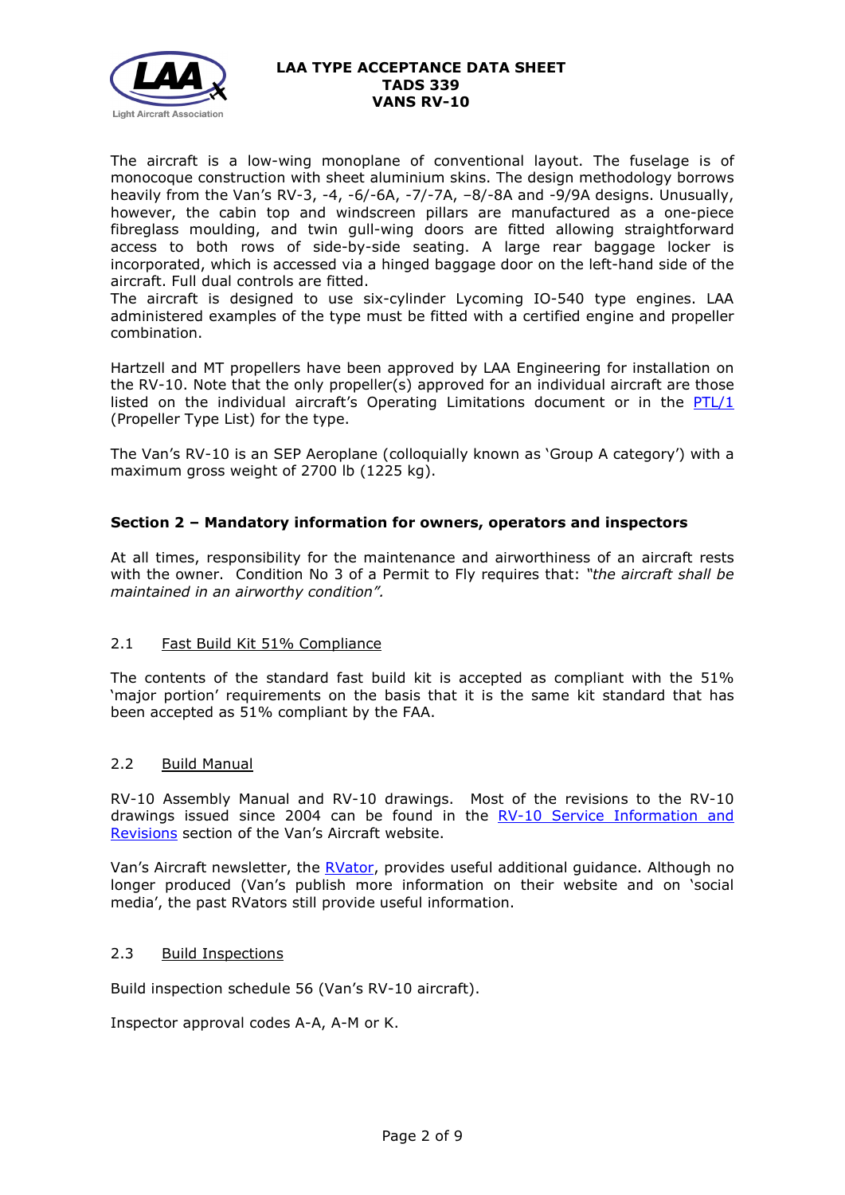The aircraft is a low-wing monoplane of conventional layout. The fuselage is of monocoque construction with sheet aluminium skins. The design methodology borrows heavily from the Van's RV-3, -4, -6/-6A, -7/-7A, –8/-8A and -9/9A designs. Unusually, however, the cabin top and windscreen pillars are manufactured as a one-piece fibreglass moulding, and twin gull-wing doors are fitted allowing straightforward access to both rows of side-by-side seating. A large rear baggage locker is incorporated, which is accessed via a hinged baggage door on the left-hand side of the aircraft. Full dual controls are fitted.
The aircraft is designed to use six-cylinder Lycoming IO-540 type engines. LAA administered examples of the type must be fitted with a certified engine and propeller combination.

Hartzell and MT propellers have been approved by LAA Engineering for installation on the RV-10. Note that the only propeller(s) approved for an individual aircraft are those listed on the individual aircraft's Operating Limitations document or in the PTL/1 (Propeller Type List) for the type.

The Van's RV-10 is an SEP Aeroplane (colloquially known as 'Group A category') with a maximum gross weight of 2700 lb (1225 kg).

## Section 2 – Mandatory information for owners, operators and inspectors

At all times, responsibility for the maintenance and airworthiness of an aircraft rests with the owner. Condition No 3 of a Permit to Fly requires that: *"the aircraft shall be maintained in an airworthy condition".*

### 2.1 Fast Build Kit 51% Compliance

The contents of the standard fast build kit is accepted as compliant with the 51% 'major portion' requirements on the basis that it is the same kit standard that has been accepted as 51% compliant by the FAA.

### 2.2 Build Manual

RV-10 Assembly Manual and RV-10 drawings. Most of the revisions to the RV-10 drawings issued since 2004 can be found in the RV-10 Service Information and Revisions section of the Van's Aircraft website.

Van's Aircraft newsletter, the RVator, provides useful additional guidance. Although no longer produced (Van's publish more information on their website and on 'social media', the past RVators still provide useful information.

### 2.3 Build Inspections

Build inspection schedule 56 (Van's RV-10 aircraft).

Inspector approval codes A-A, A-M or K.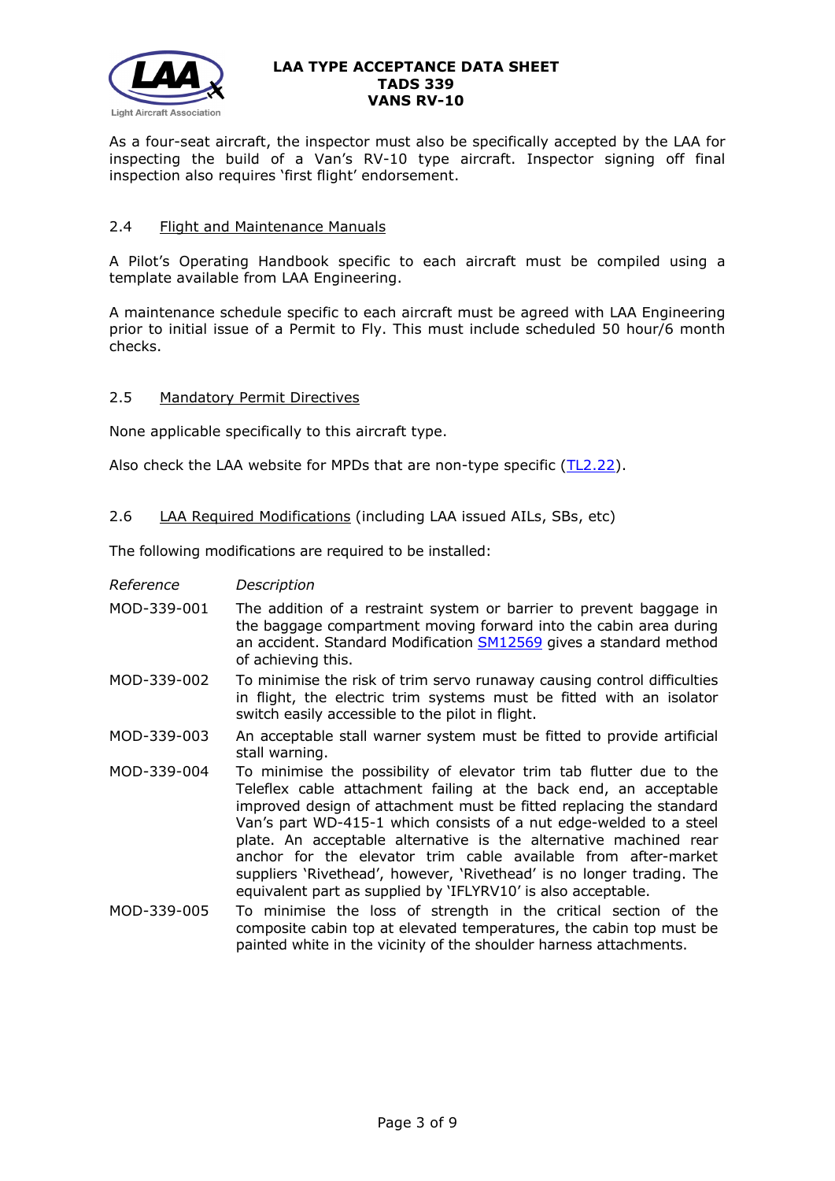As a four-seat aircraft, the inspector must also be specifically accepted by the LAA for inspecting the build of a Van's RV-10 type aircraft. Inspector signing off final inspection also requires 'first flight' endorsement.

### 2.4 Flight and Maintenance Manuals

A Pilot's Operating Handbook specific to each aircraft must be compiled using a template available from LAA Engineering.

A maintenance schedule specific to each aircraft must be agreed with LAA Engineering prior to initial issue of a Permit to Fly. This must include scheduled 50 hour/6 month checks.

### 2.5 Mandatory Permit Directives

None applicable specifically to this aircraft type.

Also check the LAA website for MPDs that are non-type specific (TL2.22).

### 2.6 LAA Required Modifications (including LAA issued AILs, SBs, etc)

The following modifications are required to be installed:

| *Reference* | *Description* |
|---|---|
| MOD-339-001 | The addition of a restraint system or barrier to prevent baggage in the baggage compartment moving forward into the cabin area during an accident. Standard Modification SM12569 gives a standard method of achieving this. |
| MOD-339-002 | To minimise the risk of trim servo runaway causing control difficulties in flight, the electric trim systems must be fitted with an isolator switch easily accessible to the pilot in flight. |
| MOD-339-003 | An acceptable stall warner system must be fitted to provide artificial stall warning. |
| MOD-339-004 | To minimise the possibility of elevator trim tab flutter due to the Teleflex cable attachment failing at the back end, an acceptable improved design of attachment must be fitted replacing the standard Van's part WD-415-1 which consists of a nut edge-welded to a steel plate. An acceptable alternative is the alternative machined rear anchor for the elevator trim cable available from after-market suppliers 'Rivethead', however, 'Rivethead' is no longer trading. The equivalent part as supplied by 'IFLYRV10' is also acceptable. |
| MOD-339-005 | To minimise the loss of strength in the critical section of the composite cabin top at elevated temperatures, the cabin top must be painted white in the vicinity of the shoulder harness attachments. |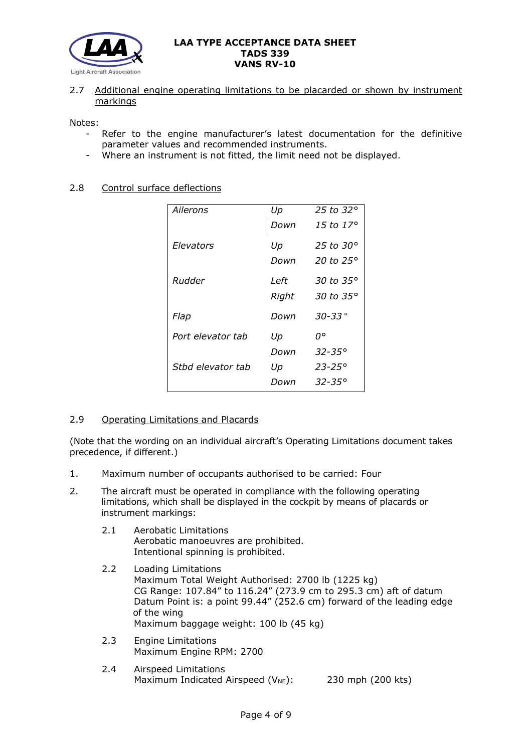### 2.7 Additional engine operating limitations to be placarded or shown by instrument markings

Notes:

- Refer to the engine manufacturer's latest documentation for the definitive parameter values and recommended instruments.
- Where an instrument is not fitted, the limit need not be displayed.

### 2.8 Control surface deflections

| | | |
|---|---|---|
| *Ailerons* | *Up* | *25 to 32°* |
| | *Down* | *15 to 17°* |
| *Elevators* | *Up* | *25 to 30°* |
| | *Down* | *20 to 25°* |
| *Rudder* | *Left* | *30 to 35°* |
| | *Right* | *30 to 35°* |
| *Flap* | *Down* | *30-33°* |
| *Port elevator tab* | *Up* | *0°* |
| | *Down* | *32-35°* |
| *Stbd elevator tab* | *Up* | *23-25°* |
| | *Down* | *32-35°* |

### 2.9 Operating Limitations and Placards

(Note that the wording on an individual aircraft's Operating Limitations document takes precedence, if different.)

1. Maximum number of occupants authorised to be carried: Four

2. The aircraft must be operated in compliance with the following operating limitations, which shall be displayed in the cockpit by means of placards or instrument markings:

   2.1 Aerobatic Limitations
   Aerobatic manoeuvres are prohibited.
   Intentional spinning is prohibited.

   2.2 Loading Limitations
   Maximum Total Weight Authorised: 2700 lb (1225 kg)
   CG Range: 107.84" to 116.24" (273.9 cm to 295.3 cm) aft of datum
   Datum Point is: a point 99.44" (252.6 cm) forward of the leading edge of the wing
   Maximum baggage weight: 100 lb (45 kg)

   2.3 Engine Limitations
   Maximum Engine RPM: 2700

   2.4 Airspeed Limitations
   Maximum Indicated Airspeed ($V_{NE}$): 230 mph (200 kts)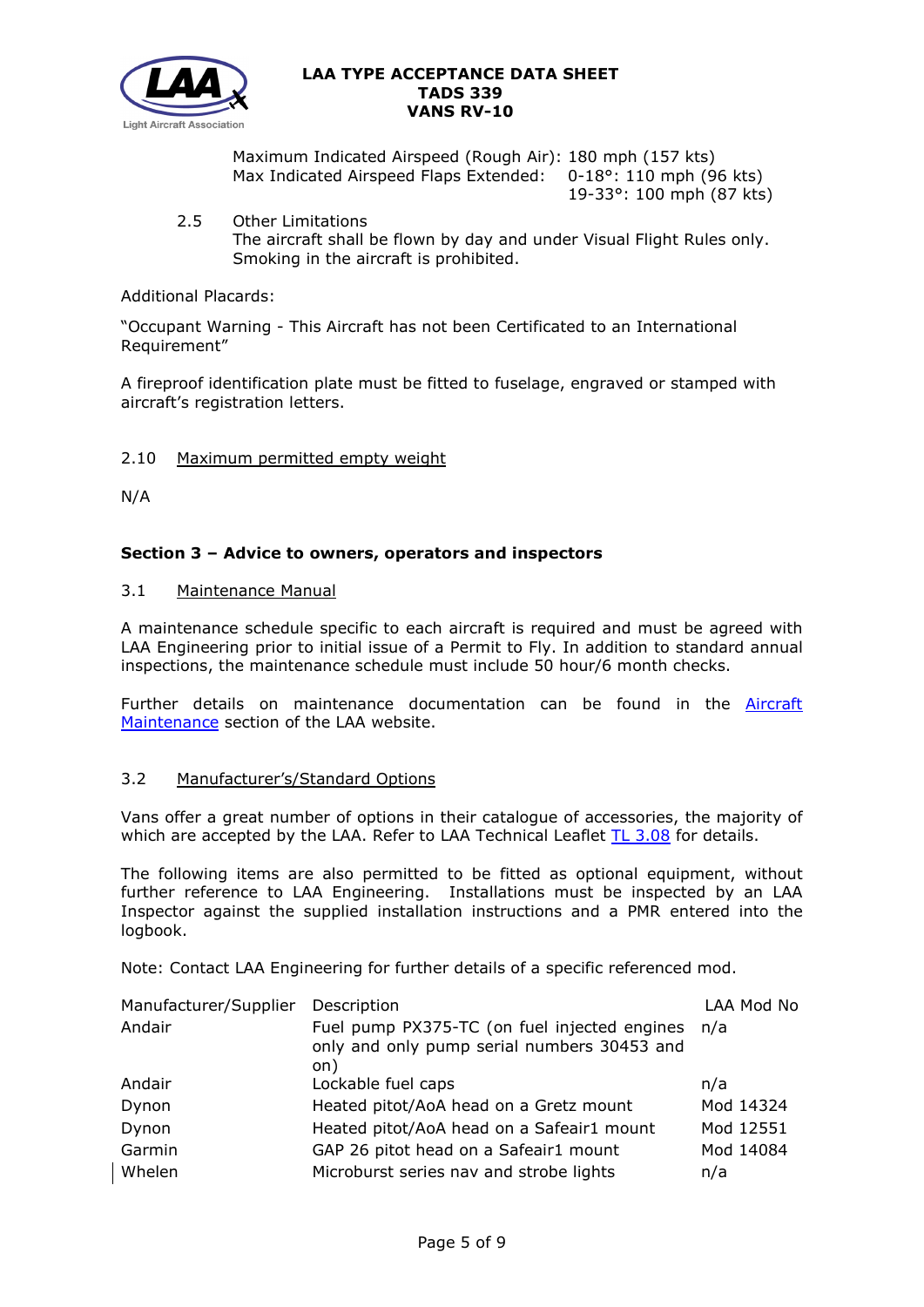Maximum Indicated Airspeed (Rough Air): 180 mph (157 kts)
Max Indicated Airspeed Flaps Extended: 0-18°: 110 mph (96 kts)
19-33°: 100 mph (87 kts)

2.5 Other Limitations
The aircraft shall be flown by day and under Visual Flight Rules only.
Smoking in the aircraft is prohibited.

Additional Placards:

"Occupant Warning - This Aircraft has not been Certificated to an International Requirement"

A fireproof identification plate must be fitted to fuselage, engraved or stamped with aircraft's registration letters.

2.10 Maximum permitted empty weight

N/A

## Section 3 – Advice to owners, operators and inspectors

3.1 Maintenance Manual

A maintenance schedule specific to each aircraft is required and must be agreed with LAA Engineering prior to initial issue of a Permit to Fly. In addition to standard annual inspections, the maintenance schedule must include 50 hour/6 month checks.

Further details on maintenance documentation can be found in the Aircraft Maintenance section of the LAA website.

3.2 Manufacturer's/Standard Options

Vans offer a great number of options in their catalogue of accessories, the majority of which are accepted by the LAA. Refer to LAA Technical Leaflet TL 3.08 for details.

The following items are also permitted to be fitted as optional equipment, without further reference to LAA Engineering. Installations must be inspected by an LAA Inspector against the supplied installation instructions and a PMR entered into the logbook.

Note: Contact LAA Engineering for further details of a specific referenced mod.

| Manufacturer/Supplier | Description | LAA Mod No |
|---|---|---|
| Andair | Fuel pump PX375-TC (on fuel injected engines only and only pump serial numbers 30453 and on) | n/a |
| Andair | Lockable fuel caps | n/a |
| Dynon | Heated pitot/AoA head on a Gretz mount | Mod 14324 |
| Dynon | Heated pitot/AoA head on a Safeair1 mount | Mod 12551 |
| Garmin | GAP 26 pitot head on a Safeair1 mount | Mod 14084 |
| Whelen | Microburst series nav and strobe lights | n/a |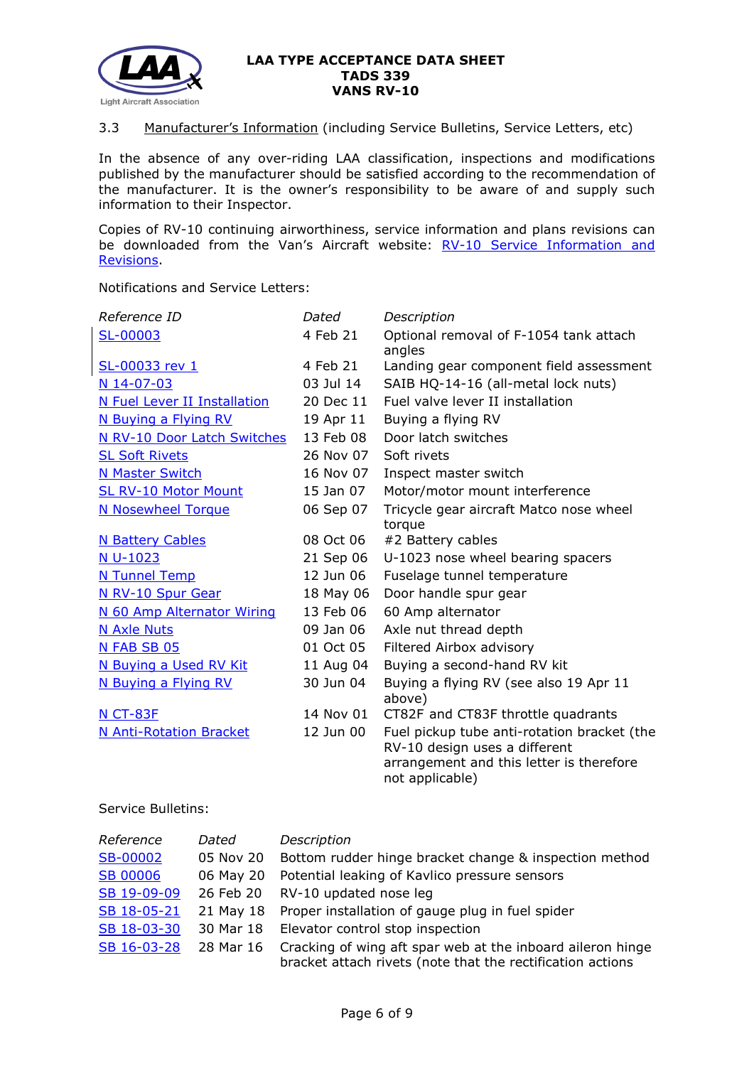3.3 Manufacturer's Information (including Service Bulletins, Service Letters, etc)

In the absence of any over-riding LAA classification, inspections and modifications published by the manufacturer should be satisfied according to the recommendation of the manufacturer. It is the owner's responsibility to be aware of and supply such information to their Inspector.

Copies of RV-10 continuing airworthiness, service information and plans revisions can be downloaded from the Van's Aircraft website: RV-10 Service Information and Revisions.

Notifications and Service Letters:

| *Reference ID* | *Dated* | *Description* |
|---|---|---|
| SL-00003 | 4 Feb 21 | Optional removal of F-1054 tank attach angles |
| SL-00033 rev 1 | 4 Feb 21 | Landing gear component field assessment |
| N 14-07-03 | 03 Jul 14 | SAIB HQ-14-16 (all-metal lock nuts) |
| N Fuel Lever II Installation | 20 Dec 11 | Fuel valve lever II installation |
| N Buying a Flying RV | 19 Apr 11 | Buying a flying RV |
| N RV-10 Door Latch Switches | 13 Feb 08 | Door latch switches |
| SL Soft Rivets | 26 Nov 07 | Soft rivets |
| N Master Switch | 16 Nov 07 | Inspect master switch |
| SL RV-10 Motor Mount | 15 Jan 07 | Motor/motor mount interference |
| N Nosewheel Torque | 06 Sep 07 | Tricycle gear aircraft Matco nose wheel torque |
| N Battery Cables | 08 Oct 06 | #2 Battery cables |
| N U-1023 | 21 Sep 06 | U-1023 nose wheel bearing spacers |
| N Tunnel Temp | 12 Jun 06 | Fuselage tunnel temperature |
| N RV-10 Spur Gear | 18 May 06 | Door handle spur gear |
| N 60 Amp Alternator Wiring | 13 Feb 06 | 60 Amp alternator |
| N Axle Nuts | 09 Jan 06 | Axle nut thread depth |
| N FAB SB 05 | 01 Oct 05 | Filtered Airbox advisory |
| N Buying a Used RV Kit | 11 Aug 04 | Buying a second-hand RV kit |
| N Buying a Flying RV | 30 Jun 04 | Buying a flying RV (see also 19 Apr 11 above) |
| N CT-83F | 14 Nov 01 | CT82F and CT83F throttle quadrants |
| N Anti-Rotation Bracket | 12 Jun 00 | Fuel pickup tube anti-rotation bracket (the RV-10 design uses a different arrangement and this letter is therefore not applicable) |

Service Bulletins:

| *Reference* | *Dated* | *Description* |
|---|---|---|
| SB-00002 | 05 Nov 20 | Bottom rudder hinge bracket change & inspection method |
| SB 00006 | 06 May 20 | Potential leaking of Kavlico pressure sensors |
| SB 19-09-09 | 26 Feb 20 | RV-10 updated nose leg |
| SB 18-05-21 | 21 May 18 | Proper installation of gauge plug in fuel spider |
| SB 18-03-30 | 30 Mar 18 | Elevator control stop inspection |
| SB 16-03-28 | 28 Mar 16 | Cracking of wing aft spar web at the inboard aileron hinge bracket attach rivets (note that the rectification actions |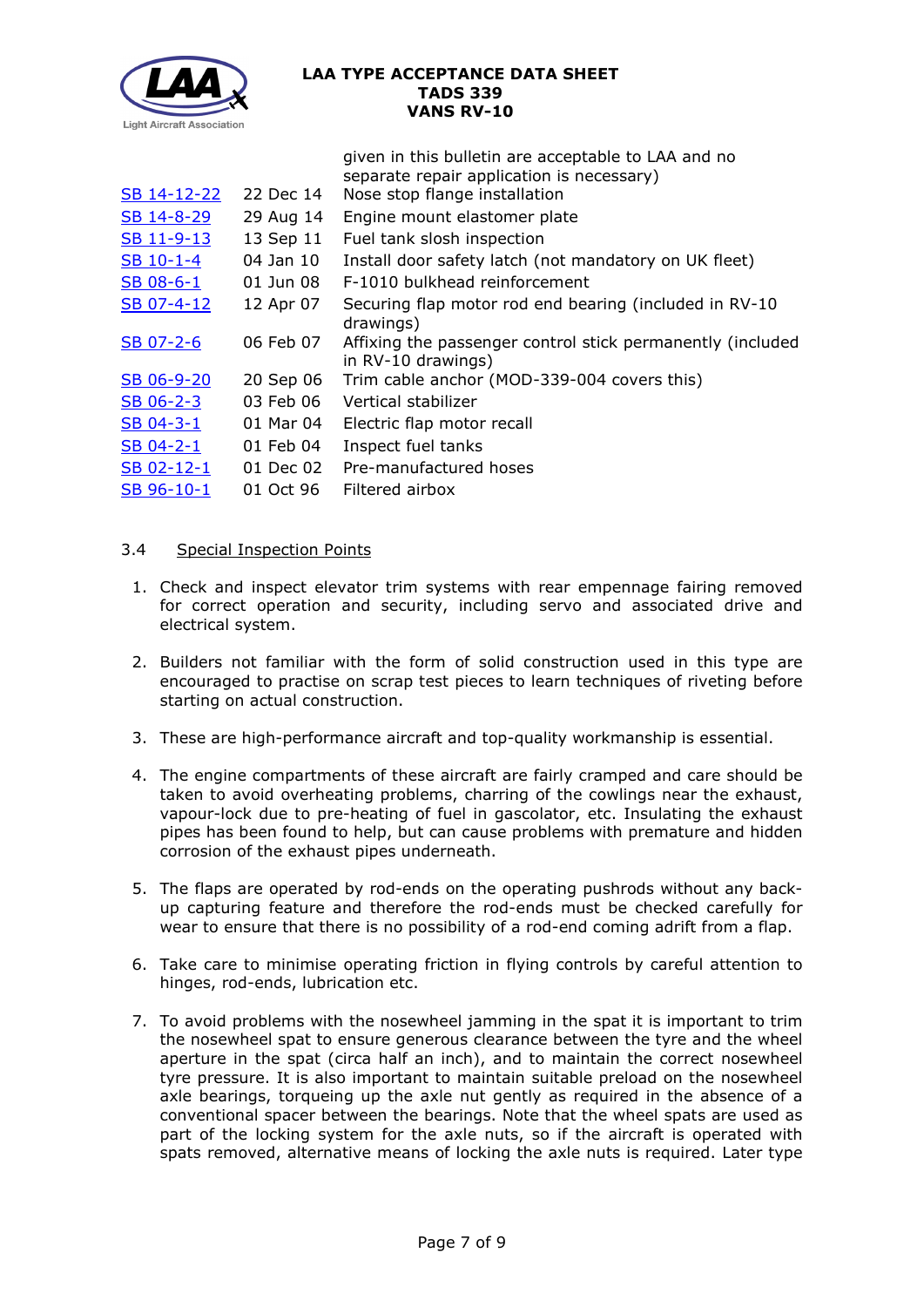| | | |
|---|---|---|
| | | given in this bulletin are acceptable to LAA and no separate repair application is necessary) |
| SB 14-12-22 | 22 Dec 14 | Nose stop flange installation |
| SB 14-8-29 | 29 Aug 14 | Engine mount elastomer plate |
| SB 11-9-13 | 13 Sep 11 | Fuel tank slosh inspection |
| SB 10-1-4 | 04 Jan 10 | Install door safety latch (not mandatory on UK fleet) |
| SB 08-6-1 | 01 Jun 08 | F-1010 bulkhead reinforcement |
| SB 07-4-12 | 12 Apr 07 | Securing flap motor rod end bearing (included in RV-10 drawings) |
| SB 07-2-6 | 06 Feb 07 | Affixing the passenger control stick permanently (included in RV-10 drawings) |
| SB 06-9-20 | 20 Sep 06 | Trim cable anchor (MOD-339-004 covers this) |
| SB 06-2-3 | 03 Feb 06 | Vertical stabilizer |
| SB 04-3-1 | 01 Mar 04 | Electric flap motor recall |
| SB 04-2-1 | 01 Feb 04 | Inspect fuel tanks |
| SB 02-12-1 | 01 Dec 02 | Pre-manufactured hoses |
| SB 96-10-1 | 01 Oct 96 | Filtered airbox |

### 3.4 Special Inspection Points

1. Check and inspect elevator trim systems with rear empennage fairing removed for correct operation and security, including servo and associated drive and electrical system.

2. Builders not familiar with the form of solid construction used in this type are encouraged to practise on scrap test pieces to learn techniques of riveting before starting on actual construction.

3. These are high-performance aircraft and top-quality workmanship is essential.

4. The engine compartments of these aircraft are fairly cramped and care should be taken to avoid overheating problems, charring of the cowlings near the exhaust, vapour-lock due to pre-heating of fuel in gascolator, etc. Insulating the exhaust pipes has been found to help, but can cause problems with premature and hidden corrosion of the exhaust pipes underneath.

5. The flaps are operated by rod-ends on the operating pushrods without any back-up capturing feature and therefore the rod-ends must be checked carefully for wear to ensure that there is no possibility of a rod-end coming adrift from a flap.

6. Take care to minimise operating friction in flying controls by careful attention to hinges, rod-ends, lubrication etc.

7. To avoid problems with the nosewheel jamming in the spat it is important to trim the nosewheel spat to ensure generous clearance between the tyre and the wheel aperture in the spat (circa half an inch), and to maintain the correct nosewheel tyre pressure. It is also important to maintain suitable preload on the nosewheel axle bearings, torqueing up the axle nut gently as required in the absence of a conventional spacer between the bearings. Note that the wheel spats are used as part of the locking system for the axle nuts, so if the aircraft is operated with spats removed, alternative means of locking the axle nuts is required. Later type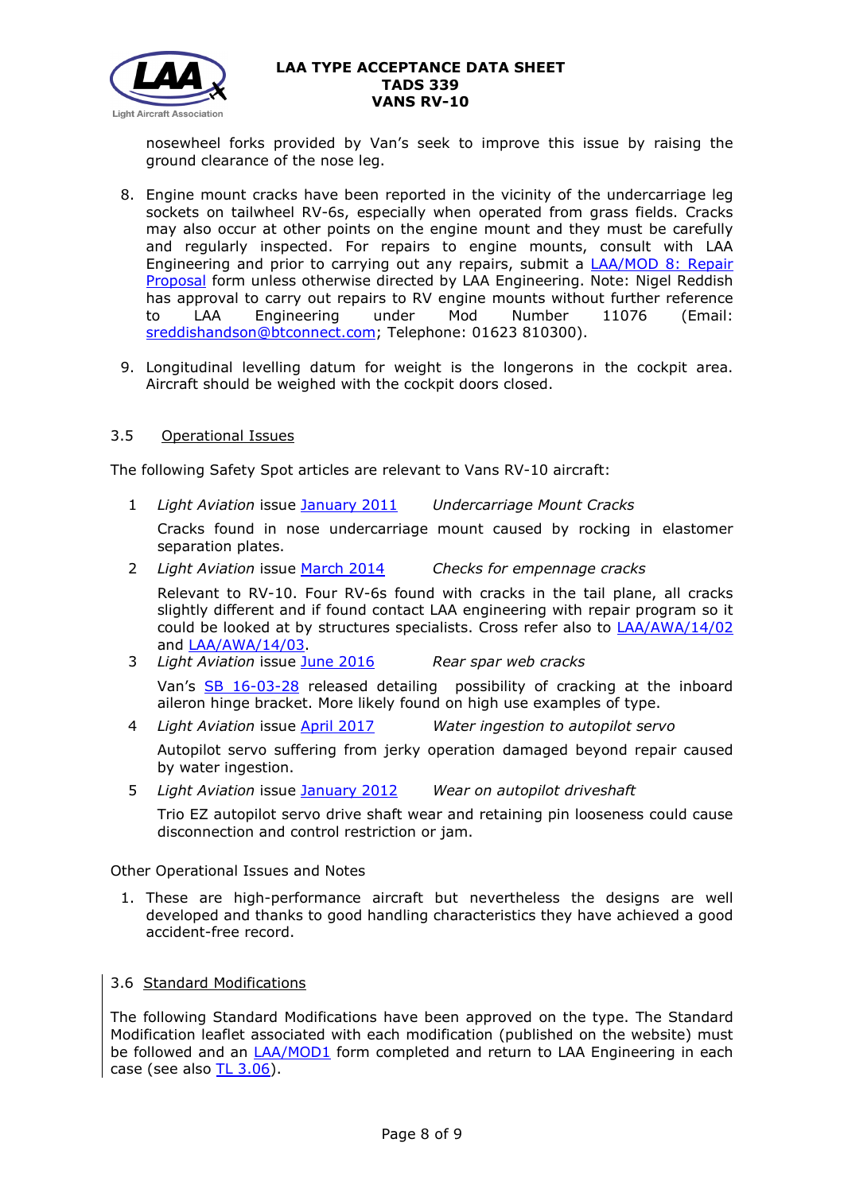nosewheel forks provided by Van's seek to improve this issue by raising the ground clearance of the nose leg.

8. Engine mount cracks have been reported in the vicinity of the undercarriage leg sockets on tailwheel RV-6s, especially when operated from grass fields. Cracks may also occur at other points on the engine mount and they must be carefully and regularly inspected. For repairs to engine mounts, consult with LAA Engineering and prior to carrying out any repairs, submit a LAA/MOD 8: Repair Proposal form unless otherwise directed by LAA Engineering. Note: Nigel Reddish has approval to carry out repairs to RV engine mounts without further reference to LAA Engineering under Mod Number 11076 (Email: sreddishandson@btconnect.com; Telephone: 01623 810300).

9. Longitudinal levelling datum for weight is the longerons in the cockpit area. Aircraft should be weighed with the cockpit doors closed.

### 3.5 Operational Issues

The following Safety Spot articles are relevant to Vans RV-10 aircraft:

1. *Light Aviation* issue January 2011 — *Undercarriage Mount Cracks*

   Cracks found in nose undercarriage mount caused by rocking in elastomer separation plates.

2. *Light Aviation* issue March 2014 — *Checks for empennage cracks*

   Relevant to RV-10. Four RV-6s found with cracks in the tail plane, all cracks slightly different and if found contact LAA engineering with repair program so it could be looked at by structures specialists. Cross refer also to LAA/AWA/14/02 and LAA/AWA/14/03.

3. *Light Aviation* issue June 2016 — *Rear spar web cracks*

   Van's SB 16-03-28 released detailing possibility of cracking at the inboard aileron hinge bracket. More likely found on high use examples of type.

4. *Light Aviation* issue April 2017 — *Water ingestion to autopilot servo*

   Autopilot servo suffering from jerky operation damaged beyond repair caused by water ingestion.

5. *Light Aviation* issue January 2012 — *Wear on autopilot driveshaft*

   Trio EZ autopilot servo drive shaft wear and retaining pin looseness could cause disconnection and control restriction or jam.

Other Operational Issues and Notes

1. These are high-performance aircraft but nevertheless the designs are well developed and thanks to good handling characteristics they have achieved a good accident-free record.

### 3.6 Standard Modifications

The following Standard Modifications have been approved on the type. The Standard Modification leaflet associated with each modification (published on the website) must be followed and an LAA/MOD1 form completed and return to LAA Engineering in each case (see also TL 3.06).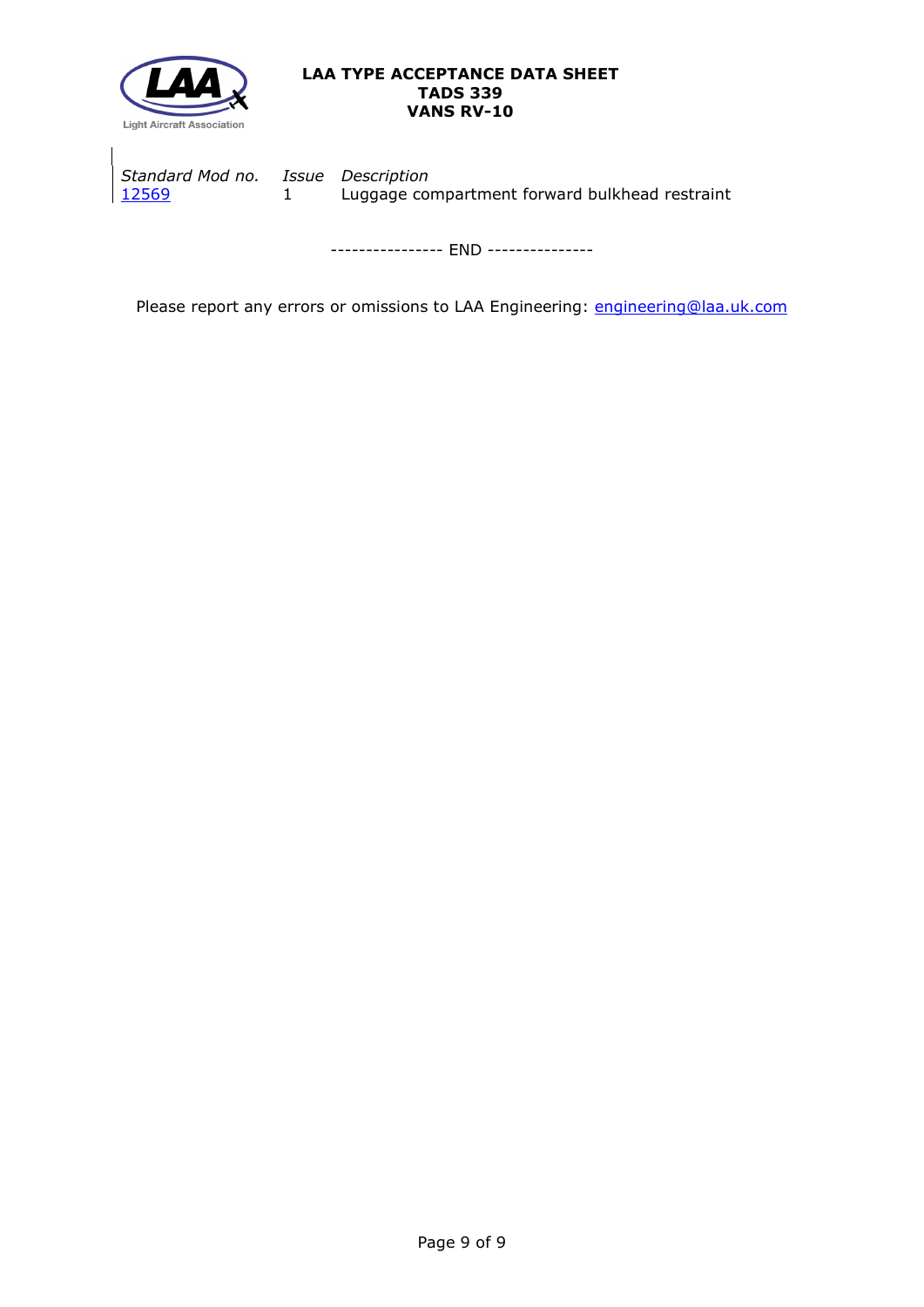| *Standard Mod no.* | *Issue* | *Description* |
| --- | --- | --- |
| 12569 | 1 | Luggage compartment forward bulkhead restraint |

--------------- END ---------------

Please report any errors or omissions to LAA Engineering: engineering@laa.uk.com